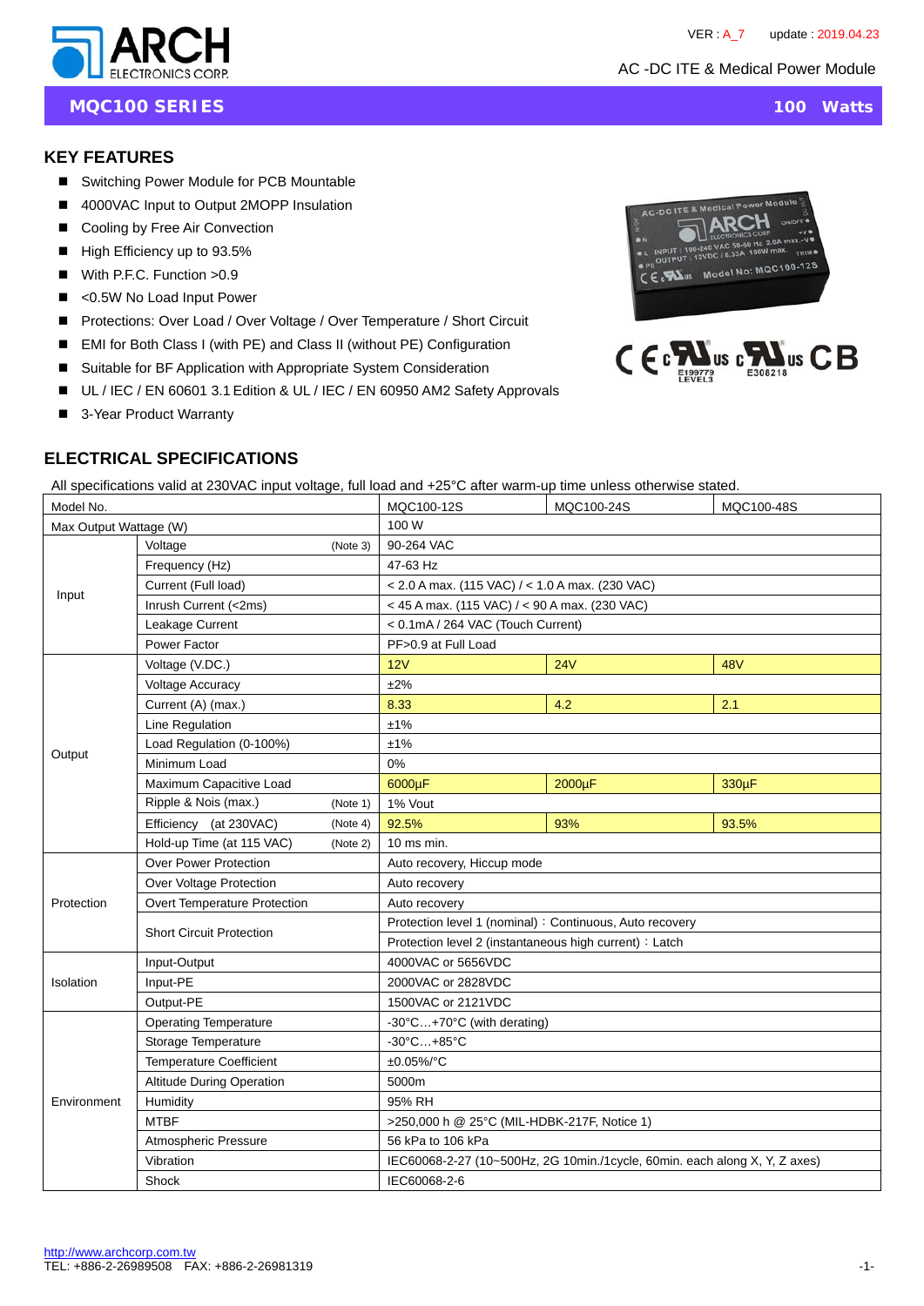VER : A_7 update : 2019.04.23

AC -DC ITE & Medical Power Module

# MQC100 SERIES — 100 Watts

## KEY FEATURES

- Switching Power Module for PCB Mountable
- 4000VAC Input to Output 2MOPP Insulation
- Cooling by Free Air Convection
- High Efficiency up to 93.5%
- With P.F.C. Function >0.9
- <0.5W No Load Input Power
- Protections: Over Load / Over Voltage / Over Temperature / Short Circuit
- EMI for Both Class I (with PE) and Class II (without PE) Configuration
- Suitable for BF Application with Appropriate System Consideration
- UL / IEC / EN 60601 3.1 Edition & UL / IEC / EN 60950 AM2 Safety Approvals
- 3-Year Product Warranty

## ELECTRICAL SPECIFICATIONS

All specifications valid at 230VAC input voltage, full load and +25°C after warm-up time unless otherwise stated.

| Model No. | | MQC100-12S | MQC100-24S | MQC100-48S |
|---|---|---|---|---|
| Max Output Wattage (W) | | 100 W | | |
| Input | Voltage (Note 3) | 90-264 VAC | | |
| | Frequency (Hz) | 47-63 Hz | | |
| | Current (Full load) | < 2.0 A max. (115 VAC) / < 1.0 A max. (230 VAC) | | |
| | Inrush Current (<2ms) | < 45 A max. (115 VAC) / < 90 A max. (230 VAC) | | |
| | Leakage Current | < 0.1mA / 264 VAC (Touch Current) | | |
| | Power Factor | PF>0.9 at Full Load | | |
| Output | Voltage (V.DC.) | 12V | 24V | 48V |
| | Voltage Accuracy | ±2% | | |
| | Current (A) (max.) | 8.33 | 4.2 | 2.1 |
| | Line Regulation | ±1% | | |
| | Load Regulation (0-100%) | ±1% | | |
| | Minimum Load | 0% | | |
| | Maximum Capacitive Load | 6000µF | 2000µF | 330µF |
| | Ripple & Nois (max.) (Note 1) | 1% Vout | | |
| | Efficiency (at 230VAC) (Note 4) | 92.5% | 93% | 93.5% |
| | Hold-up Time (at 115 VAC) (Note 2) | 10 ms min. | | |
| Protection | Over Power Protection | Auto recovery, Hiccup mode | | |
| | Over Voltage Protection | Auto recovery | | |
| | Overt Temperature Protection | Auto recovery | | |
| | Short Circuit Protection | Protection level 1 (nominal)：Continuous, Auto recovery | | |
| | | Protection level 2 (instantaneous high current)：Latch | | |
| Isolation | Input-Output | 4000VAC or 5656VDC | | |
| | Input-PE | 2000VAC or 2828VDC | | |
| | Output-PE | 1500VAC or 2121VDC | | |
| Environment | Operating Temperature | -30°C…+70°C (with derating) | | |
| | Storage Temperature | -30°C…+85°C | | |
| | Temperature Coefficient | ±0.05%/°C | | |
| | Altitude During Operation | 5000m | | |
| | Humidity | 95% RH | | |
| | MTBF | >250,000 h @ 25°C (MIL-HDBK-217F, Notice 1) | | |
| | Atmospheric Pressure | 56 kPa to 106 kPa | | |
| | Vibration | IEC60068-2-27 (10~500Hz, 2G 10min./1cycle, 60min. each along X, Y, Z axes) | | |
| | Shock | IEC60068-2-6 | | |

http://www.archcorp.com.tw
TEL: +886-2-26989508 FAX: +886-2-26981319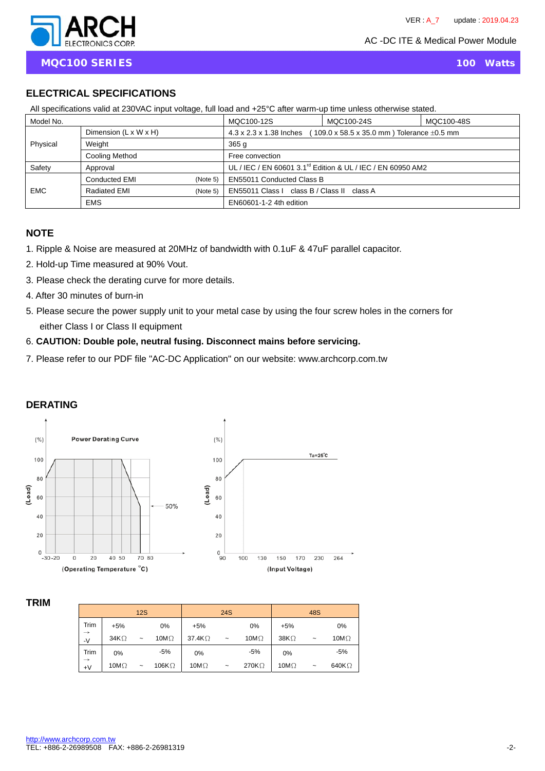## MQC100 SERIES — 100 Watts

## ELECTRICAL SPECIFICATIONS

All specifications valid at 230VAC input voltage, full load and +25°C after warm-up time unless otherwise stated.

| Model No. | | MQC100-12S | MQC100-24S | MQC100-48S |
|---|---|---|---|---|
| Physical | Dimension (L x W x H) | 4.3 x 2.3 x 1.38 Inches ( 109.0 x 58.5 x 35.0 mm ) Tolerance ±0.5 mm | | |
| | Weight | 365 g | | |
| | Cooling Method | Free convection | | |
| Safety | Approval | UL / IEC / EN 60601 3.1rd Edition & UL / IEC / EN 60950 AM2 | | |
| EMC | Conducted EMI (Note 5) | EN55011 Conducted Class B | | |
| | Radiated EMI (Note 5) | EN55011 Class I class B / Class II class A | | |
| | EMS | EN60601-1-2 4th edition | | |

## NOTE

1. Ripple & Noise are measured at 20MHz of bandwidth with 0.1uF & 47uF parallel capacitor.
2. Hold-up Time measured at 90% Vout.
3. Please check the derating curve for more details.
4. After 30 minutes of burn-in
5. Please secure the power supply unit to your metal case by using the four screw holes in the corners for either Class I or Class II equipment
6. **CAUTION: Double pole, neutral fusing. Disconnect mains before servicing.**
7. Please refer to our PDF file "AC-DC Application" on our website: www.archcorp.com.tw

## DERATING

Power Derating Curve: (Load) (%) vs (Operating Temperature °C); 50%

(Load) (%) vs (Input Voltage); Ta=25°C

## TRIM

| | 12S | | | 24S | | | 48S | | |
|---|---|---|---|---|---|---|---|---|---|
| Trim → -V | +5% | | 0% | +5% | | 0% | +5% | | 0% |
| | 34KΩ | ~ | 10MΩ | 37.4KΩ | ~ | 10MΩ | 38KΩ | ~ | 10MΩ |
| Trim → +V | 0% | | -5% | 0% | | -5% | 0% | | -5% |
| | 10MΩ | ~ | 106KΩ | 10MΩ | ~ | 270KΩ | 10MΩ | ~ | 640KΩ |

http://www.archcorp.com.tw
TEL: +886-2-26989508 FAX: +886-2-26981319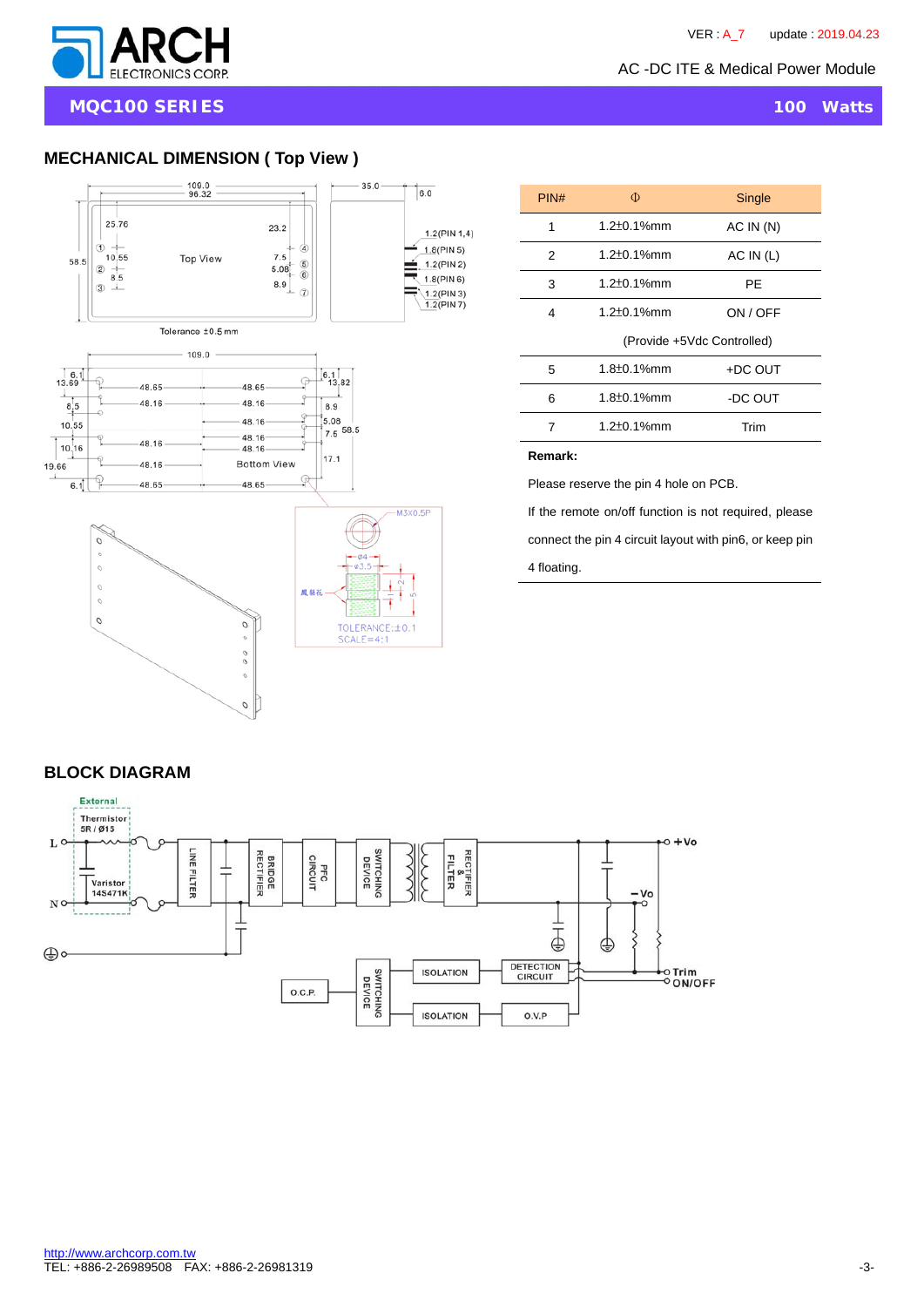# MQC100 SERIES — 100 Watts

AC -DC ITE & Medical Power Module

VER : A_7 update : 2019.04.23

## MECHANICAL DIMENSION ( Top View )

109.0
96.32
35.0
6.0
25.76
23.2
1.2(PIN 1,4)
1.8(PIN 5)
1.2(PIN 2)
1.8(PIN 6)
1.2(PIN 3)
1.2(PIN 7)
10.55
7.5
5.08
8.5
8.9
58.5
Top View
Tolerance ±0.5 mm

109.0
6.1
13.69
48.65
48.65
6.1
13.82
8.5
48.16
48.16
8.9
10.55
48.16
5.08
7.5
58.5
48.16
48.16
10.16
48.16
17.1
19.66
48.16
Bottom View
6.1
48.65
48.65

M3X0.5P
Ø4
Ø3.5
鳳梨花
2
5
TOLERANCE:±0.1
SCALE=4:1

| PIN# | Φ | Single |
|---|---|---|
| 1 | 1.2±0.1%mm | AC IN (N) |
| 2 | 1.2±0.1%mm | AC IN (L) |
| 3 | 1.2±0.1%mm | PE |
| 4 | 1.2±0.1%mm | ON / OFF |
| | | (Provide +5Vdc Controlled) |
| 5 | 1.8±0.1%mm | +DC OUT |
| 6 | 1.8±0.1%mm | -DC OUT |
| 7 | 1.2±0.1%mm | Trim |

**Remark:**

Please reserve the pin 4 hole on PCB.

If the remote on/off function is not required, please connect the pin 4 circuit layout with pin6, or keep pin 4 floating.

## BLOCK DIAGRAM

External
Thermistor
5R / Ø15
Varistor
14S471K
L
N
LINE FILTER
BRIDGE RECTIFIER
PFC CIRCUIT
SWITCHING DEVICE
RECTIFIER & FILTER
+Vo
−Vo
Trim
ON/OFF
O.C.P.
SWITCHING DEVICE
ISOLATION
DETECTION CIRCUIT
ISOLATION
O.V.P

http://www.archcorp.com.tw
TEL: +886-2-26989508 FAX: +886-2-26981319